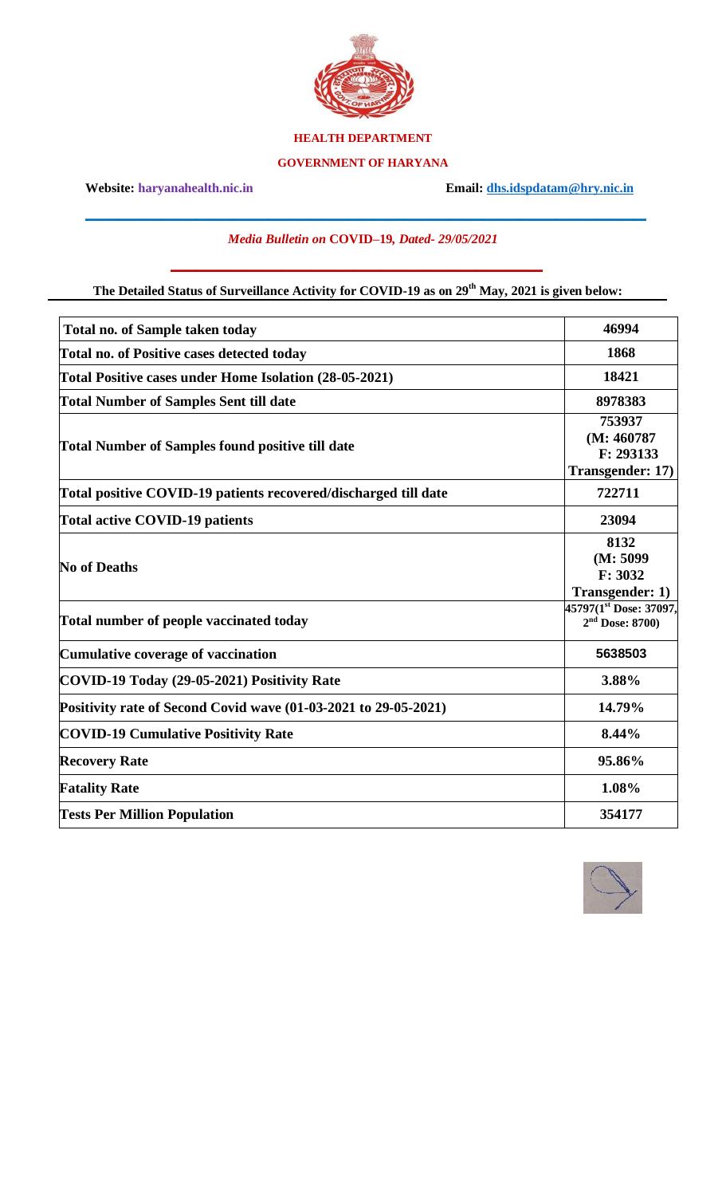**HEALTH DEPARTMENT**

**GOVERNMENT OF HARYANA**

**Website: haryanahealth.nic.in** **Email: dhs.idspdatam@hry.nic.in**

*Media Bulletin on* **COVID–19***, Dated- 29/05/2021*

**The Detailed Status of Surveillance Activity for COVID-19 as on 29th May, 2021 is given below:**

| | |
|---|---|
| **Total no. of Sample taken today** | **46994** |
| **Total no. of Positive cases detected today** | **1868** |
| **Total Positive cases under Home Isolation (28-05-2021)** | **18421** |
| **Total Number of Samples Sent till date** | **8978383** |
| **Total Number of Samples found positive till date** | **753937 (M: 460787 F: 293133 Transgender: 17)** |
| **Total positive COVID-19 patients recovered/discharged till date** | **722711** |
| **Total active COVID-19 patients** | **23094** |
| **No of Deaths** | **8132 (M: 5099 F: 3032 Transgender: 1)** |
| **Total number of people vaccinated today** | **45797(1st Dose: 37097, 2nd Dose: 8700)** |
| **Cumulative coverage of vaccination** | **5638503** |
| **COVID-19 Today (29-05-2021) Positivity Rate** | **3.88%** |
| **Positivity rate of Second Covid wave (01-03-2021 to 29-05-2021)** | **14.79%** |
| **COVID-19 Cumulative Positivity Rate** | **8.44%** |
| **Recovery Rate** | **95.86%** |
| **Fatality Rate** | **1.08%** |
| **Tests Per Million Population** | **354177** |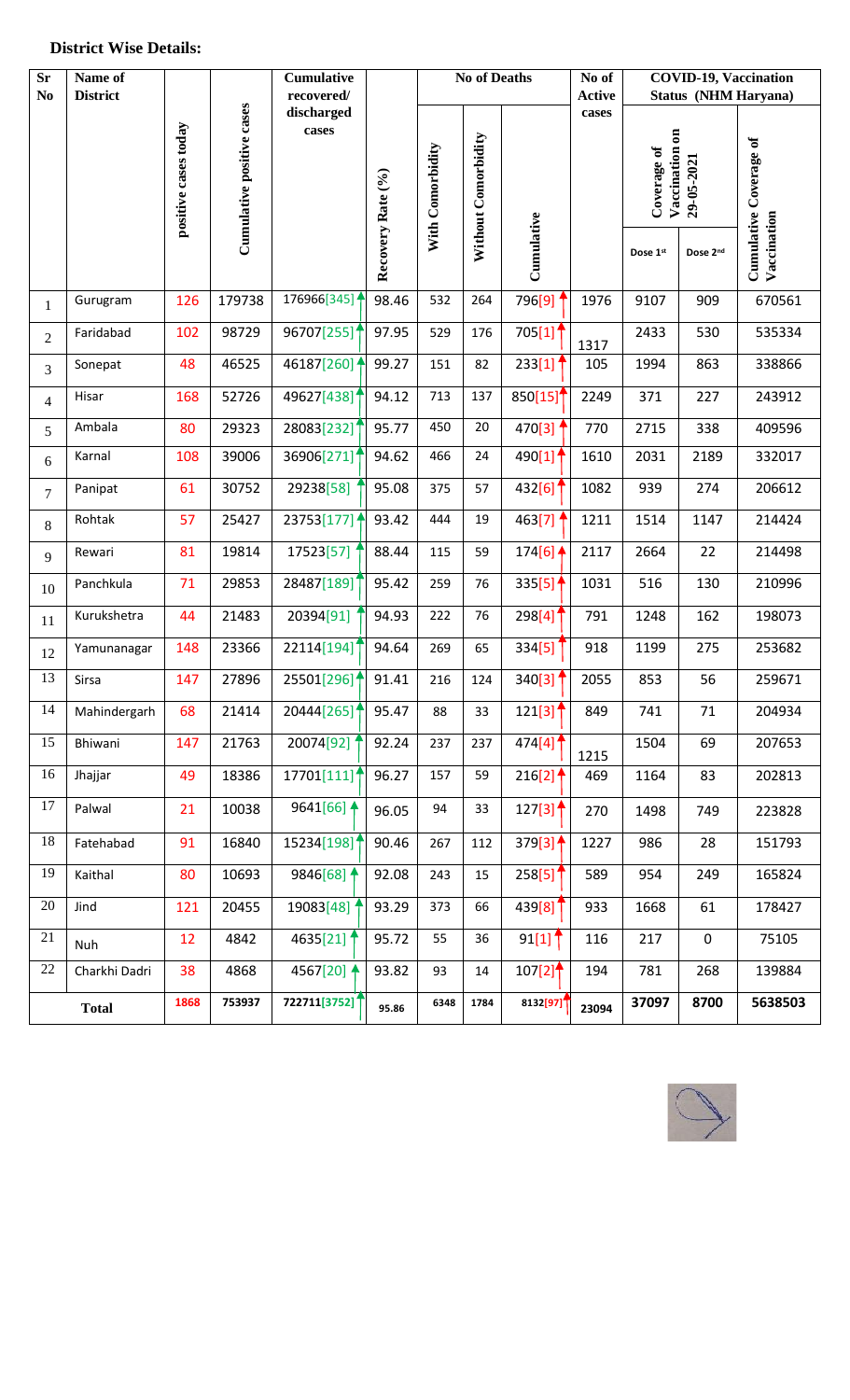## District Wise Details:

| Sr No | Name of District | positive cases today | Cumulative positive cases | Cumulative recovered/ discharged cases | Recovery Rate (%) | No of Deaths | | | No of Active cases | COVID-19, Vaccination Status (NHM Haryana) | | |
|---|---|---|---|---|---|---|---|---|---|---|---|---|
| | | | | | | With Comorbidity | Without Comorbidity | Cumulative | | Coverage of Vaccination on 29-05-2021 | | Cumulative Coverage of Vaccination |
| | | | | | | | | | | Dose 1st | Dose 2nd | |
| 1 | Gurugram | 126 | 179738 | 176966[345] | 98.46 | 532 | 264 | 796[9] | 1976 | 9107 | 909 | 670561 |
| 2 | Faridabad | 102 | 98729 | 96707[255] | 97.95 | 529 | 176 | 705[1] | 1317 | 2433 | 530 | 535334 |
| 3 | Sonepat | 48 | 46525 | 46187[260] | 99.27 | 151 | 82 | 233[1] | 105 | 1994 | 863 | 338866 |
| 4 | Hisar | 168 | 52726 | 49627[438] | 94.12 | 713 | 137 | 850[15] | 2249 | 371 | 227 | 243912 |
| 5 | Ambala | 80 | 29323 | 28083[232] | 95.77 | 450 | 20 | 470[3] | 770 | 2715 | 338 | 409596 |
| 6 | Karnal | 108 | 39006 | 36906[271] | 94.62 | 466 | 24 | 490[1] | 1610 | 2031 | 2189 | 332017 |
| 7 | Panipat | 61 | 30752 | 29238[58] | 95.08 | 375 | 57 | 432[6] | 1082 | 939 | 274 | 206612 |
| 8 | Rohtak | 57 | 25427 | 23753[177] | 93.42 | 444 | 19 | 463[7] | 1211 | 1514 | 1147 | 214424 |
| 9 | Rewari | 81 | 19814 | 17523[57] | 88.44 | 115 | 59 | 174[6] | 2117 | 2664 | 22 | 214498 |
| 10 | Panchkula | 71 | 29853 | 28487[189] | 95.42 | 259 | 76 | 335[5] | 1031 | 516 | 130 | 210996 |
| 11 | Kurukshetra | 44 | 21483 | 20394[91] | 94.93 | 222 | 76 | 298[4] | 791 | 1248 | 162 | 198073 |
| 12 | Yamunanagar | 148 | 23366 | 22114[194] | 94.64 | 269 | 65 | 334[5] | 918 | 1199 | 275 | 253682 |
| 13 | Sirsa | 147 | 27896 | 25501[296] | 91.41 | 216 | 124 | 340[3] | 2055 | 853 | 56 | 259671 |
| 14 | Mahindergarh | 68 | 21414 | 20444[265] | 95.47 | 88 | 33 | 121[3] | 849 | 741 | 71 | 204934 |
| 15 | Bhiwani | 147 | 21763 | 20074[92] | 92.24 | 237 | 237 | 474[4] | 1215 | 1504 | 69 | 207653 |
| 16 | Jhajjar | 49 | 18386 | 17701[111] | 96.27 | 157 | 59 | 216[2] | 469 | 1164 | 83 | 202813 |
| 17 | Palwal | 21 | 10038 | 9641[66] | 96.05 | 94 | 33 | 127[3] | 270 | 1498 | 749 | 223828 |
| 18 | Fatehabad | 91 | 16840 | 15234[198] | 90.46 | 267 | 112 | 379[3] | 1227 | 986 | 28 | 151793 |
| 19 | Kaithal | 80 | 10693 | 9846[68] | 92.08 | 243 | 15 | 258[5] | 589 | 954 | 249 | 165824 |
| 20 | Jind | 121 | 20455 | 19083[48] | 93.29 | 373 | 66 | 439[8] | 933 | 1668 | 61 | 178427 |
| 21 | Nuh | 12 | 4842 | 4635[21] | 95.72 | 55 | 36 | 91[1] | 116 | 217 | 0 | 75105 |
| 22 | Charkhi Dadri | 38 | 4868 | 4567[20] | 93.82 | 93 | 14 | 107[2] | 194 | 781 | 268 | 139884 |
| **Total** | | 1868 | 753937 | 722711[3752] | 95.86 | 6348 | 1784 | 8132[97] | 23094 | 37097 | 8700 | 5638503 |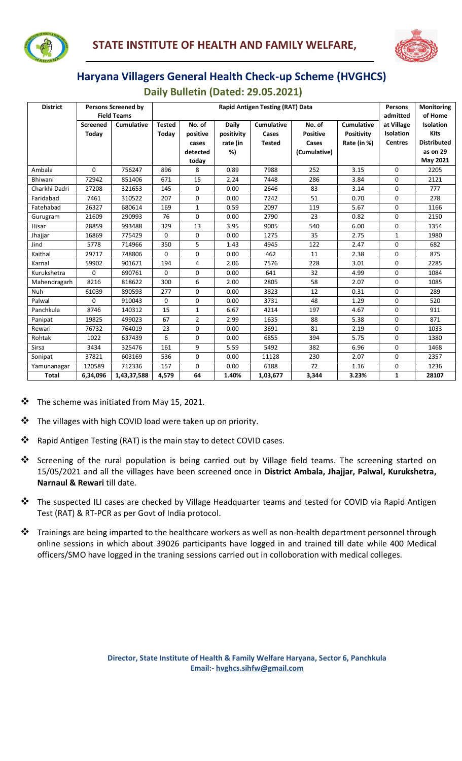# STATE INSTITUTE OF HEALTH AND FAMILY WELFARE,

## Haryana Villagers General Health Check-up Scheme (HVGHCS)

### Daily Bulletin (Dated: 29.05.2021)

| District | Persons Screened by Field Teams | | Rapid Antigen Testing (RAT) Data | | | | | | Persons admitted | Monitoring of Home |
|---|---|---|---|---|---|---|---|---|---|---|
| | Screened Today | Cumulative | Tested Today | No. of positive cases detected today | Daily positivity rate (in %) | Cumulative Cases Tested | No. of Positive Cases (Cumulative) | Cumulative Positivity Rate (in %) | at Village Isolation Centres | Isolation Kits Distributed as on 29 May 2021 |
| Ambala | 0 | 756247 | 896 | 8 | 0.89 | 7988 | 252 | 3.15 | 0 | 2205 |
| Bhiwani | 72942 | 851406 | 671 | 15 | 2.24 | 7448 | 286 | 3.84 | 0 | 2121 |
| Charkhi Dadri | 27208 | 321653 | 145 | 0 | 0.00 | 2646 | 83 | 3.14 | 0 | 777 |
| Faridabad | 7461 | 310522 | 207 | 0 | 0.00 | 7242 | 51 | 0.70 | 0 | 278 |
| Fatehabad | 26327 | 680614 | 169 | 1 | 0.59 | 2097 | 119 | 5.67 | 0 | 1166 |
| Gurugram | 21609 | 290993 | 76 | 0 | 0.00 | 2790 | 23 | 0.82 | 0 | 2150 |
| Hisar | 28859 | 993488 | 329 | 13 | 3.95 | 9005 | 540 | 6.00 | 0 | 1354 |
| Jhajjar | 16869 | 775429 | 0 | 0 | 0.00 | 1275 | 35 | 2.75 | 1 | 1980 |
| Jind | 5778 | 714966 | 350 | 5 | 1.43 | 4945 | 122 | 2.47 | 0 | 682 |
| Kaithal | 29717 | 748806 | 0 | 0 | 0.00 | 462 | 11 | 2.38 | 0 | 875 |
| Karnal | 59902 | 901671 | 194 | 4 | 2.06 | 7576 | 228 | 3.01 | 0 | 2285 |
| Kurukshetra | 0 | 690761 | 0 | 0 | 0.00 | 641 | 32 | 4.99 | 0 | 1084 |
| Mahendragarh | 8216 | 818622 | 300 | 6 | 2.00 | 2805 | 58 | 2.07 | 0 | 1085 |
| Nuh | 61039 | 890593 | 277 | 0 | 0.00 | 3823 | 12 | 0.31 | 0 | 289 |
| Palwal | 0 | 910043 | 0 | 0 | 0.00 | 3731 | 48 | 1.29 | 0 | 520 |
| Panchkula | 8746 | 140312 | 15 | 1 | 6.67 | 4214 | 197 | 4.67 | 0 | 911 |
| Panipat | 19825 | 499023 | 67 | 2 | 2.99 | 1635 | 88 | 5.38 | 0 | 871 |
| Rewari | 76732 | 764019 | 23 | 0 | 0.00 | 3691 | 81 | 2.19 | 0 | 1033 |
| Rohtak | 1022 | 637439 | 6 | 0 | 0.00 | 6855 | 394 | 5.75 | 0 | 1380 |
| Sirsa | 3434 | 325476 | 161 | 9 | 5.59 | 5492 | 382 | 6.96 | 0 | 1468 |
| Sonipat | 37821 | 603169 | 536 | 0 | 0.00 | 11128 | 230 | 2.07 | 0 | 2357 |
| Yamunanagar | 120589 | 712336 | 157 | 0 | 0.00 | 6188 | 72 | 1.16 | 0 | 1236 |
| **Total** | **6,34,096** | **1,43,37,588** | **4,579** | **64** | **1.40%** | **1,03,677** | **3,344** | **3.23%** | **1** | **28107** |

- The scheme was initiated from May 15, 2021.
- The villages with high COVID load were taken up on priority.
- Rapid Antigen Testing (RAT) is the main stay to detect COVID cases.
- Screening of the rural population is being carried out by Village field teams. The screening started on 15/05/2021 and all the villages have been screened once in **District Ambala, Jhajjar, Palwal, Kurukshetra, Narnaul & Rewari** till date.
- The suspected ILI cases are checked by Village Headquarter teams and tested for COVID via Rapid Antigen Test (RAT) & RT-PCR as per Govt of India protocol.
- Trainings are being imparted to the healthcare workers as well as non-health department personnel through online sessions in which about 39026 participants have logged in and trained till date while 400 Medical officers/SMO have logged in the traning sessions carried out in colloboration with medical colleges.

**Director, State Institute of Health & Family Welfare Haryana, Sector 6, Panchkula**
**Email:- hvghcs.sihfw@gmail.com**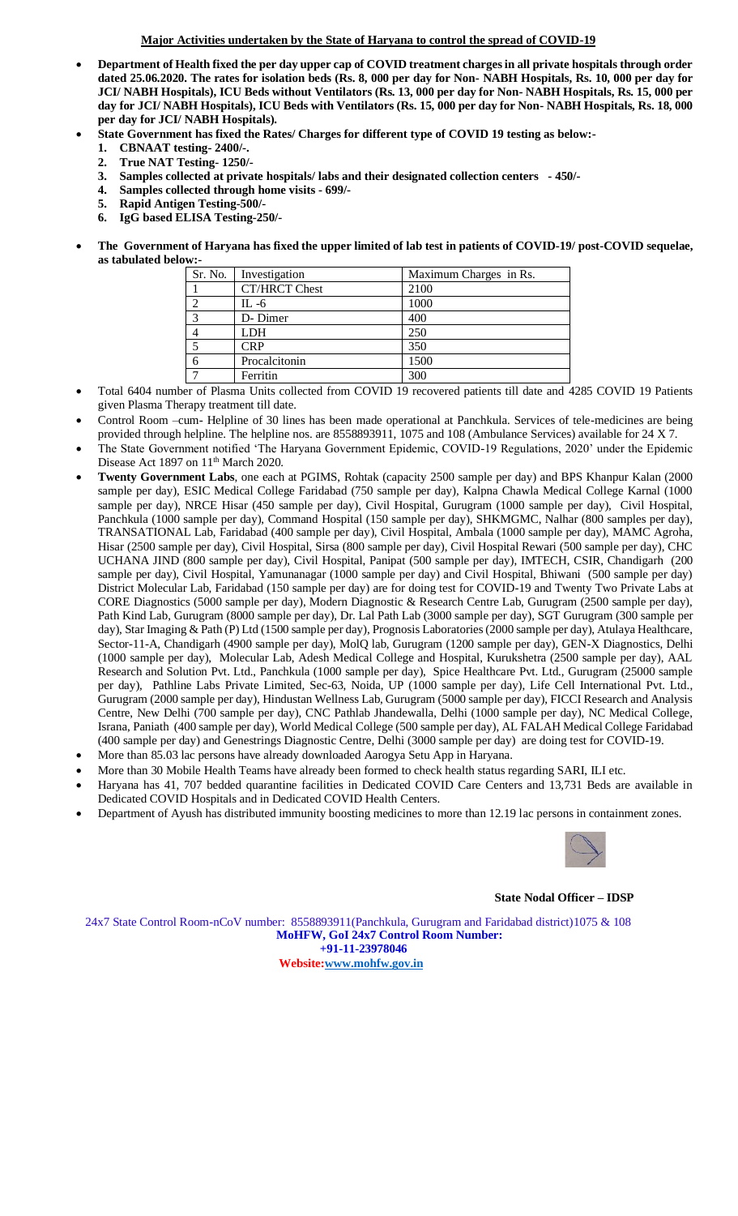**Major Activities undertaken by the State of Haryana to control the spread of COVID-19**

- **Department of Health fixed the per day upper cap of COVID treatment charges in all private hospitals through order dated 25.06.2020. The rates for isolation beds (Rs. 8, 000 per day for Non- NABH Hospitals, Rs. 10, 000 per day for JCI/ NABH Hospitals), ICU Beds without Ventilators (Rs. 13, 000 per day for Non- NABH Hospitals, Rs. 15, 000 per day for JCI/ NABH Hospitals), ICU Beds with Ventilators (Rs. 15, 000 per day for Non- NABH Hospitals, Rs. 18, 000 per day for JCI/ NABH Hospitals).**
- **State Government has fixed the Rates/ Charges for different type of COVID 19 testing as below:-**
  1. **CBNAAT testing- 2400/-.**
  2. **True NAT Testing- 1250/-**
  3. **Samples collected at private hospitals/ labs and their designated collection centers - 450/-**
  4. **Samples collected through home visits - 699/-**
  5. **Rapid Antigen Testing-500/-**
  6. **IgG based ELISA Testing-250/-**
- **The Government of Haryana has fixed the upper limited of lab test in patients of COVID-19/ post-COVID sequelae, as tabulated below:-**

| Sr. No. | Investigation | Maximum Charges in Rs. |
|---|---|---|
| 1 | CT/HRCT Chest | 2100 |
| 2 | IL -6 | 1000 |
| 3 | D- Dimer | 400 |
| 4 | LDH | 250 |
| 5 | CRP | 350 |
| 6 | Procalcitonin | 1500 |
| 7 | Ferritin | 300 |

- Total 6404 number of Plasma Units collected from COVID 19 recovered patients till date and 4285 COVID 19 Patients given Plasma Therapy treatment till date.
- Control Room –cum- Helpline of 30 lines has been made operational at Panchkula. Services of tele-medicines are being provided through helpline. The helpline nos. are 8558893911, 1075 and 108 (Ambulance Services) available for 24 X 7.
- The State Government notified 'The Haryana Government Epidemic, COVID-19 Regulations, 2020' under the Epidemic Disease Act 1897 on 11th March 2020.
- **Twenty Government Labs**, one each at PGIMS, Rohtak (capacity 2500 sample per day) and BPS Khanpur Kalan (2000 sample per day), ESIC Medical College Faridabad (750 sample per day), Kalpna Chawla Medical College Karnal (1000 sample per day), NRCE Hisar (450 sample per day), Civil Hospital, Gurugram (1000 sample per day), Civil Hospital, Panchkula (1000 sample per day), Command Hospital (150 sample per day), SHKMGMC, Nalhar (800 samples per day), TRANSATIONAL Lab, Faridabad (400 sample per day), Civil Hospital, Ambala (1000 sample per day), MAMC Agroha, Hisar (2500 sample per day), Civil Hospital, Sirsa (800 sample per day), Civil Hospital Rewari (500 sample per day), CHC UCHANA JIND (800 sample per day), Civil Hospital, Panipat (500 sample per day), IMTECH, CSIR, Chandigarh (200 sample per day), Civil Hospital, Yamunanagar (1000 sample per day) and Civil Hospital, Bhiwani (500 sample per day) District Molecular Lab, Faridabad (150 sample per day) are for doing test for COVID-19 and Twenty Two Private Labs at CORE Diagnostics (5000 sample per day), Modern Diagnostic & Research Centre Lab, Gurugram (2500 sample per day), Path Kind Lab, Gurugram (8000 sample per day), Dr. Lal Path Lab (3000 sample per day), SGT Gurugram (300 sample per day), Star Imaging & Path (P) Ltd (1500 sample per day), Prognosis Laboratories (2000 sample per day), Atulaya Healthcare, Sector-11-A, Chandigarh (4900 sample per day), MolQ lab, Gurugram (1200 sample per day), GEN-X Diagnostics, Delhi (1000 sample per day), Molecular Lab, Adesh Medical College and Hospital, Kurukshetra (2500 sample per day), AAL Research and Solution Pvt. Ltd., Panchkula (1000 sample per day), Spice Healthcare Pvt. Ltd., Gurugram (25000 sample per day), Pathline Labs Private Limited, Sec-63, Noida, UP (1000 sample per day), Life Cell International Pvt. Ltd., Gurugram (2000 sample per day), Hindustan Wellness Lab, Gurugram (5000 sample per day), FICCI Research and Analysis Centre, New Delhi (700 sample per day), CNC Pathlab Jhandewalla, Delhi (1000 sample per day), NC Medical College, Israna, Paniath (400 sample per day), World Medical College (500 sample per day), AL FALAH Medical College Faridabad (400 sample per day) and Genestrings Diagnostic Centre, Delhi (3000 sample per day) are doing test for COVID-19.
- More than 85.03 lac persons have already downloaded Aarogya Setu App in Haryana.
- More than 30 Mobile Health Teams have already been formed to check health status regarding SARI, ILI etc.
- Haryana has 41, 707 bedded quarantine facilities in Dedicated COVID Care Centers and 13,731 Beds are available in Dedicated COVID Hospitals and in Dedicated COVID Health Centers.
- Department of Ayush has distributed immunity boosting medicines to more than 12.19 lac persons in containment zones.

**State Nodal Officer – IDSP**

24x7 State Control Room-nCoV number: 8558893911(Panchkula, Gurugram and Faridabad district)1075 & 108

**MoHFW, GoI 24x7 Control Room Number:**

**+91-11-23978046**

**Website:www.mohfw.gov.in**